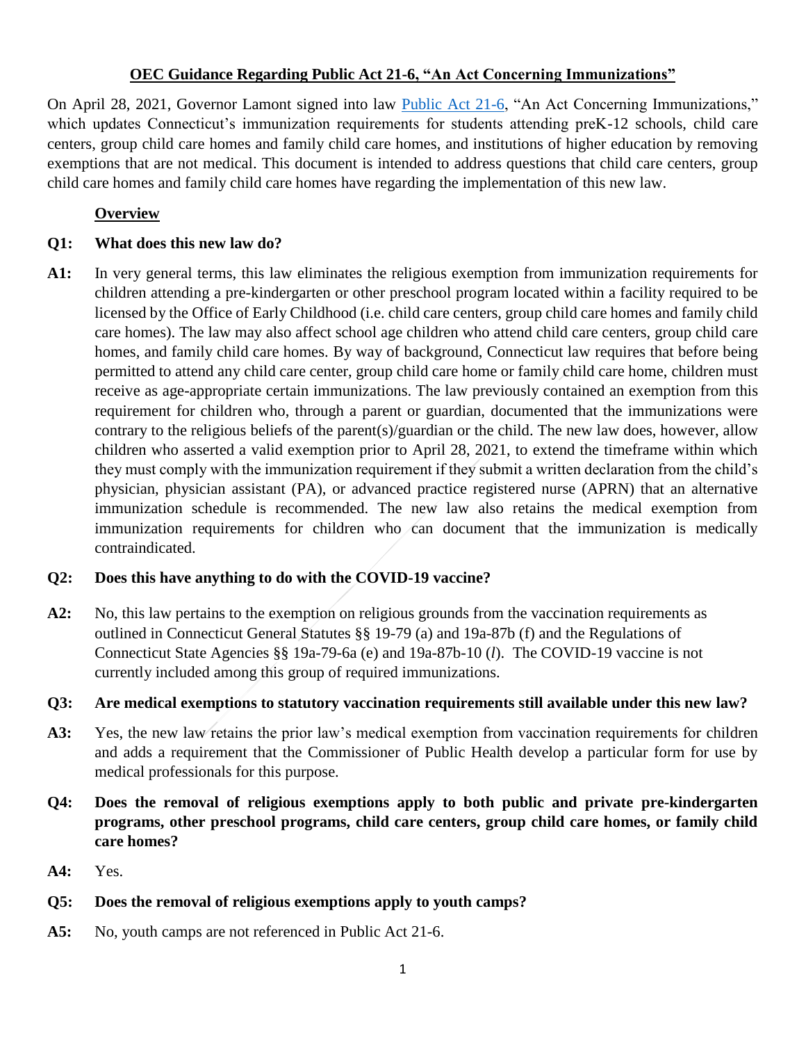# OEC Guidance Regarding Public Act 21-6, "An Act Concerning Immunizations"

On April 28, 2021, Governor Lamont signed into law [Public Act 21-6](), "An Act Concerning Immunizations," which updates Connecticut's immunization requirements for students attending preK-12 schools, child care centers, group child care homes and family child care homes, and institutions of higher education by removing exemptions that are not medical. This document is intended to address questions that child care centers, group child care homes and family child care homes have regarding the implementation of this new law.

## Overview

**Q1: What does this new law do?**

**A1:** In very general terms, this law eliminates the religious exemption from immunization requirements for children attending a pre-kindergarten or other preschool program located within a facility required to be licensed by the Office of Early Childhood (i.e. child care centers, group child care homes and family child care homes). The law may also affect school age children who attend child care centers, group child care homes, and family child care homes. By way of background, Connecticut law requires that before being permitted to attend any child care center, group child care home or family child care home, children must receive as age-appropriate certain immunizations. The law previously contained an exemption from this requirement for children who, through a parent or guardian, documented that the immunizations were contrary to the religious beliefs of the parent(s)/guardian or the child. The new law does, however, allow children who asserted a valid exemption prior to April 28, 2021, to extend the timeframe within which they must comply with the immunization requirement if they submit a written declaration from the child's physician, physician assistant (PA), or advanced practice registered nurse (APRN) that an alternative immunization schedule is recommended. The new law also retains the medical exemption from immunization requirements for children who can document that the immunization is medically contraindicated.

**Q2: Does this have anything to do with the COVID-19 vaccine?**

**A2:** No, this law pertains to the exemption on religious grounds from the vaccination requirements as outlined in Connecticut General Statutes §§ 19-79 (a) and 19a-87b (f) and the Regulations of Connecticut State Agencies §§ 19a-79-6a (e) and 19a-87b-10 (*l*). The COVID-19 vaccine is not currently included among this group of required immunizations.

**Q3: Are medical exemptions to statutory vaccination requirements still available under this new law?**

**A3:** Yes, the new law retains the prior law's medical exemption from vaccination requirements for children and adds a requirement that the Commissioner of Public Health develop a particular form for use by medical professionals for this purpose.

**Q4: Does the removal of religious exemptions apply to both public and private pre-kindergarten programs, other preschool programs, child care centers, group child care homes, or family child care homes?**

**A4:** Yes.

**Q5: Does the removal of religious exemptions apply to youth camps?**

**A5:** No, youth camps are not referenced in Public Act 21-6.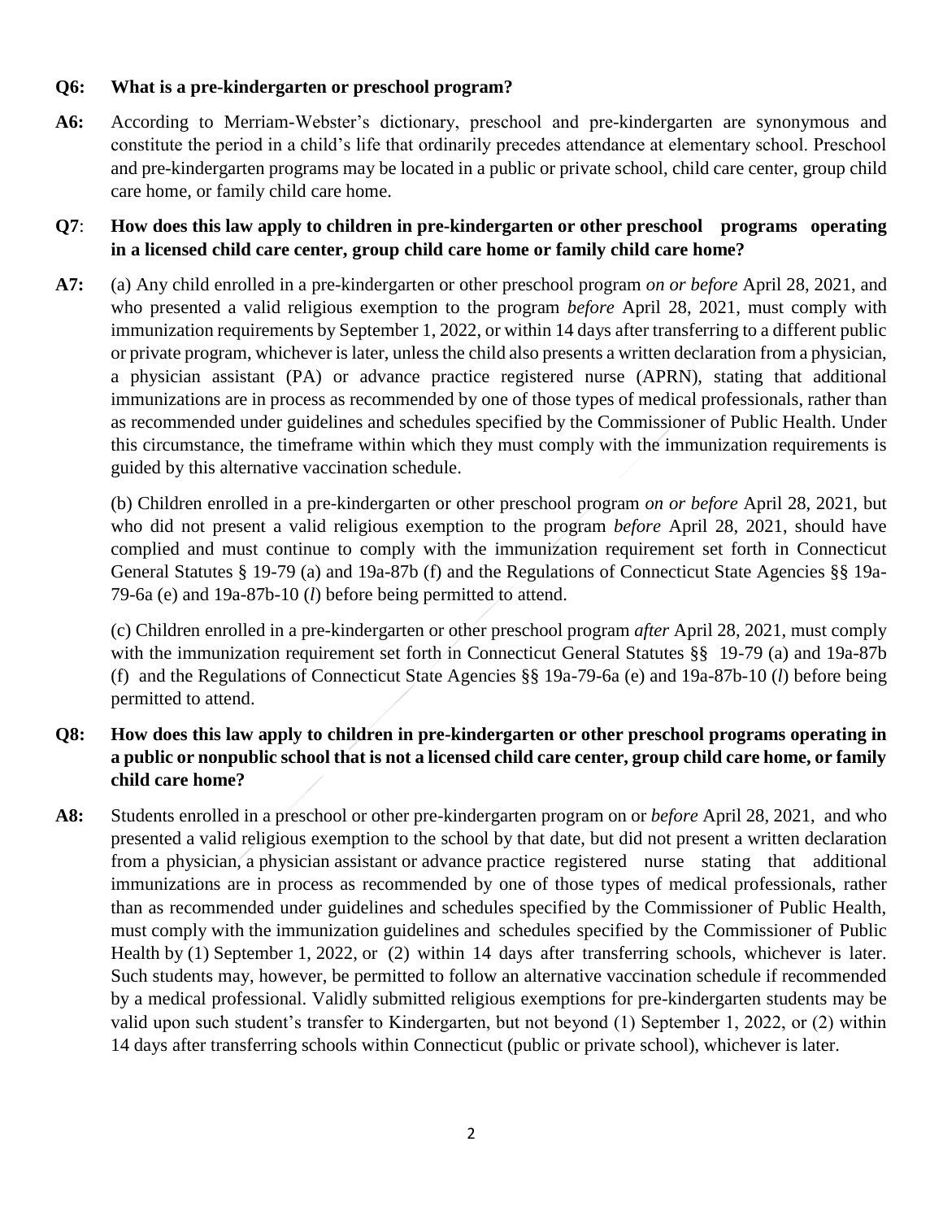**Q6: What is a pre-kindergarten or preschool program?**

**A6:** According to Merriam-Webster's dictionary, preschool and pre-kindergarten are synonymous and constitute the period in a child's life that ordinarily precedes attendance at elementary school. Preschool and pre-kindergarten programs may be located in a public or private school, child care center, group child care home, or family child care home.

**Q7: How does this law apply to children in pre-kindergarten or other preschool programs operating in a licensed child care center, group child care home or family child care home?**

**A7:** (a) Any child enrolled in a pre-kindergarten or other preschool program *on or before* April 28, 2021, and who presented a valid religious exemption to the program *before* April 28, 2021, must comply with immunization requirements by September 1, 2022, or within 14 days after transferring to a different public or private program, whichever is later, unless the child also presents a written declaration from a physician, a physician assistant (PA) or advance practice registered nurse (APRN), stating that additional immunizations are in process as recommended by one of those types of medical professionals, rather than as recommended under guidelines and schedules specified by the Commissioner of Public Health. Under this circumstance, the timeframe within which they must comply with the immunization requirements is guided by this alternative vaccination schedule.

(b) Children enrolled in a pre-kindergarten or other preschool program *on or before* April 28, 2021, but who did not present a valid religious exemption to the program *before* April 28, 2021, should have complied and must continue to comply with the immunization requirement set forth in Connecticut General Statutes § 19-79 (a) and 19a-87b (f) and the Regulations of Connecticut State Agencies §§ 19a-79-6a (e) and 19a-87b-10 (*l*) before being permitted to attend.

(c) Children enrolled in a pre-kindergarten or other preschool program *after* April 28, 2021, must comply with the immunization requirement set forth in Connecticut General Statutes §§ 19-79 (a) and 19a-87b (f) and the Regulations of Connecticut State Agencies §§ 19a-79-6a (e) and 19a-87b-10 (*l*) before being permitted to attend.

**Q8: How does this law apply to children in pre-kindergarten or other preschool programs operating in a public or nonpublic school that is not a licensed child care center, group child care home, or family child care home?**

**A8:** Students enrolled in a preschool or other pre-kindergarten program on or *before* April 28, 2021, and who presented a valid religious exemption to the school by that date, but did not present a written declaration from a physician, a physician assistant or advance practice registered nurse stating that additional immunizations are in process as recommended by one of those types of medical professionals, rather than as recommended under guidelines and schedules specified by the Commissioner of Public Health, must comply with the immunization guidelines and schedules specified by the Commissioner of Public Health by (1) September 1, 2022, or (2) within 14 days after transferring schools, whichever is later. Such students may, however, be permitted to follow an alternative vaccination schedule if recommended by a medical professional. Validly submitted religious exemptions for pre-kindergarten students may be valid upon such student's transfer to Kindergarten, but not beyond (1) September 1, 2022, or (2) within 14 days after transferring schools within Connecticut (public or private school), whichever is later.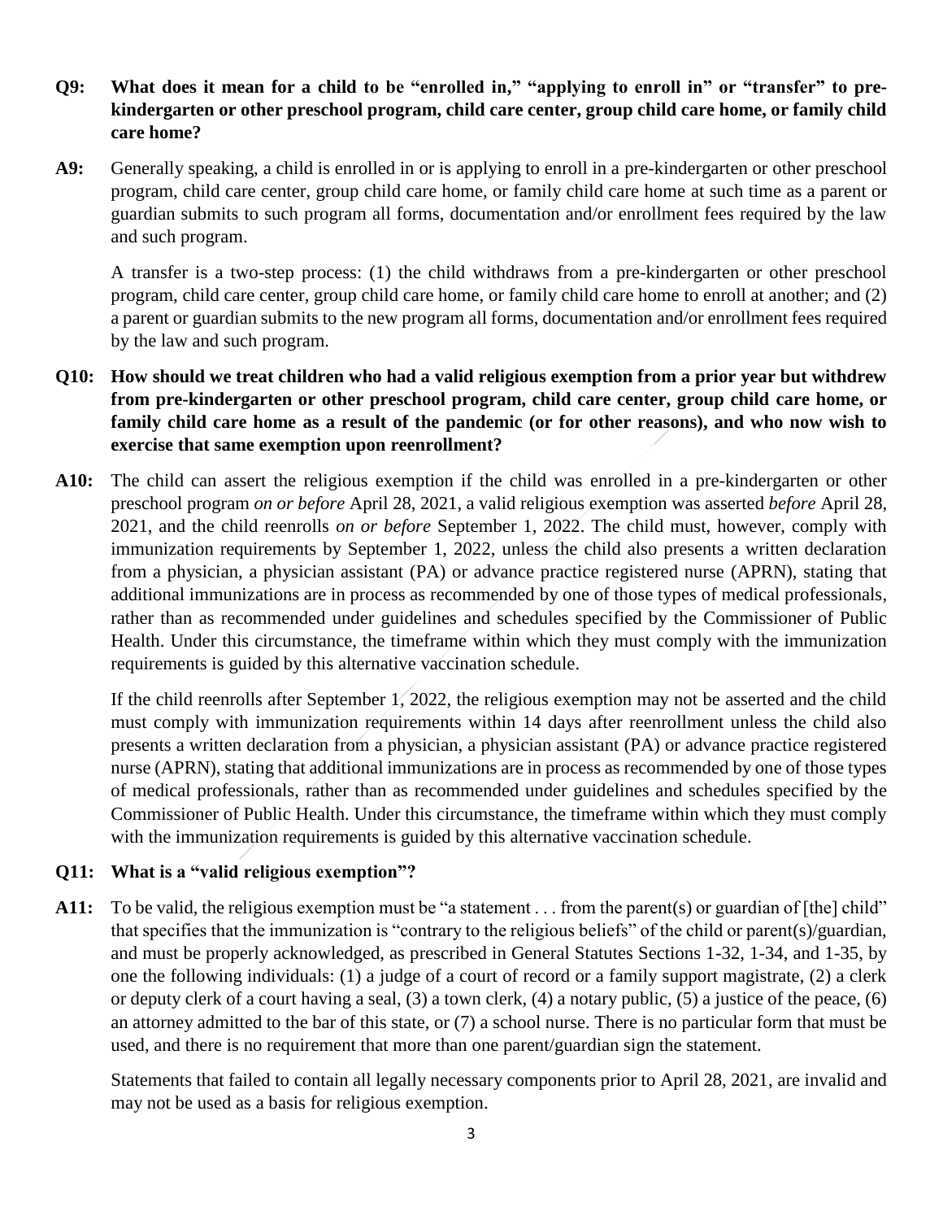**Q9: What does it mean for a child to be "enrolled in," "applying to enroll in" or "transfer" to pre-kindergarten or other preschool program, child care center, group child care home, or family child care home?**

**A9:** Generally speaking, a child is enrolled in or is applying to enroll in a pre-kindergarten or other preschool program, child care center, group child care home, or family child care home at such time as a parent or guardian submits to such program all forms, documentation and/or enrollment fees required by the law and such program.

A transfer is a two-step process: (1) the child withdraws from a pre-kindergarten or other preschool program, child care center, group child care home, or family child care home to enroll at another; and (2) a parent or guardian submits to the new program all forms, documentation and/or enrollment fees required by the law and such program.

**Q10: How should we treat children who had a valid religious exemption from a prior year but withdrew from pre-kindergarten or other preschool program, child care center, group child care home, or family child care home as a result of the pandemic (or for other reasons), and who now wish to exercise that same exemption upon reenrollment?**

**A10:** The child can assert the religious exemption if the child was enrolled in a pre-kindergarten or other preschool program *on or before* April 28, 2021, a valid religious exemption was asserted *before* April 28, 2021, and the child reenrolls *on or before* September 1, 2022. The child must, however, comply with immunization requirements by September 1, 2022, unless the child also presents a written declaration from a physician, a physician assistant (PA) or advance practice registered nurse (APRN), stating that additional immunizations are in process as recommended by one of those types of medical professionals, rather than as recommended under guidelines and schedules specified by the Commissioner of Public Health. Under this circumstance, the timeframe within which they must comply with the immunization requirements is guided by this alternative vaccination schedule.

If the child reenrolls after September 1, 2022, the religious exemption may not be asserted and the child must comply with immunization requirements within 14 days after reenrollment unless the child also presents a written declaration from a physician, a physician assistant (PA) or advance practice registered nurse (APRN), stating that additional immunizations are in process as recommended by one of those types of medical professionals, rather than as recommended under guidelines and schedules specified by the Commissioner of Public Health. Under this circumstance, the timeframe within which they must comply with the immunization requirements is guided by this alternative vaccination schedule.

**Q11: What is a "valid religious exemption"?**

**A11:** To be valid, the religious exemption must be "a statement . . . from the parent(s) or guardian of [the] child" that specifies that the immunization is "contrary to the religious beliefs" of the child or parent(s)/guardian, and must be properly acknowledged, as prescribed in General Statutes Sections 1-32, 1-34, and 1-35, by one the following individuals: (1) a judge of a court of record or a family support magistrate, (2) a clerk or deputy clerk of a court having a seal, (3) a town clerk, (4) a notary public, (5) a justice of the peace, (6) an attorney admitted to the bar of this state, or (7) a school nurse. There is no particular form that must be used, and there is no requirement that more than one parent/guardian sign the statement.

Statements that failed to contain all legally necessary components prior to April 28, 2021, are invalid and may not be used as a basis for religious exemption.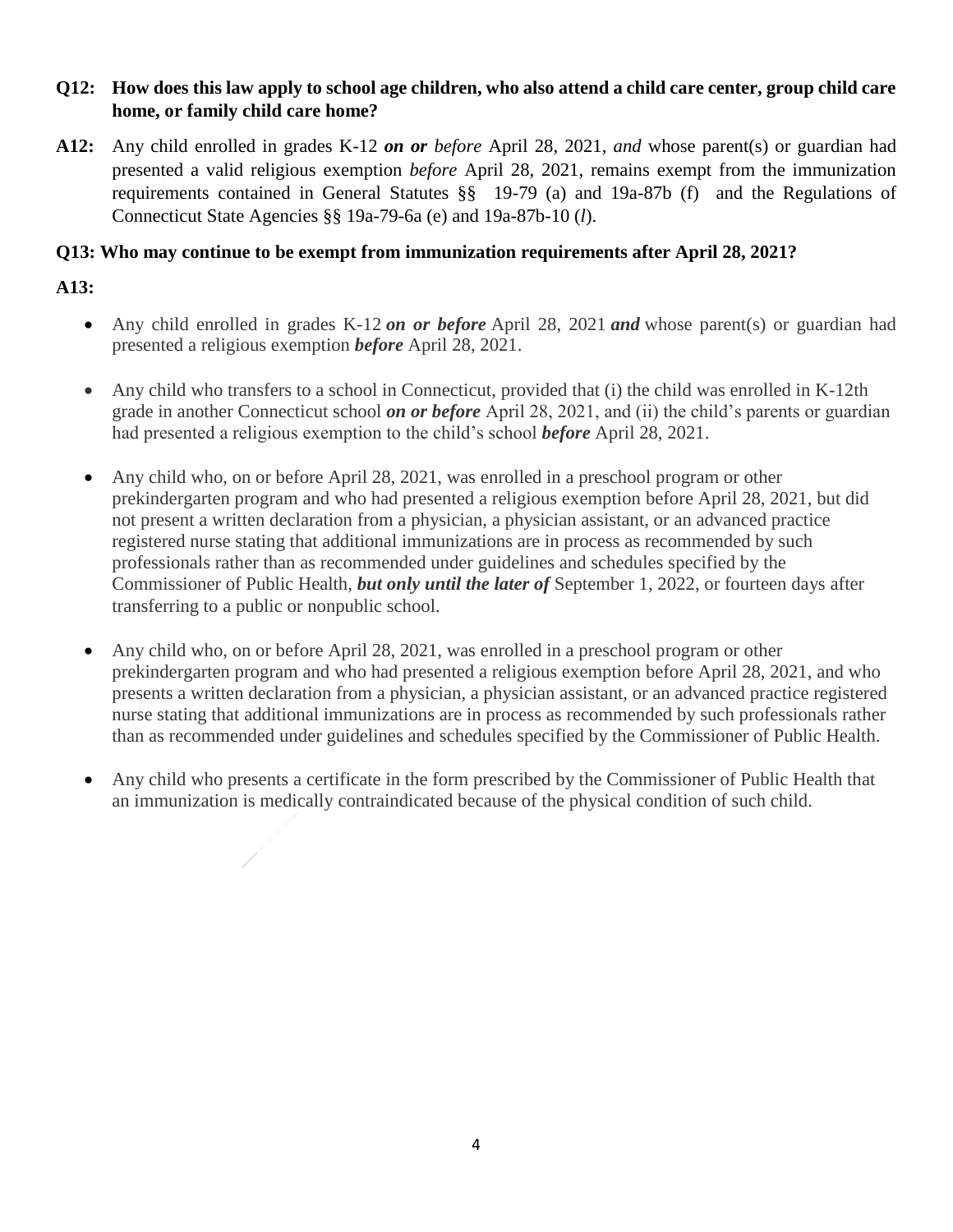**Q12: How does this law apply to school age children, who also attend a child care center, group child care home, or family child care home?**

**A12:** Any child enrolled in grades K-12 ***on or*** *before* April 28, 2021, *and* whose parent(s) or guardian had presented a valid religious exemption *before* April 28, 2021, remains exempt from the immunization requirements contained in General Statutes §§ 19-79 (a) and 19a-87b (f) and the Regulations of Connecticut State Agencies §§ 19a-79-6a (e) and 19a-87b-10 (*l*).

**Q13: Who may continue to be exempt from immunization requirements after April 28, 2021?**

**A13:**

- Any child enrolled in grades K-12 ***on or before*** April 28, 2021 ***and*** whose parent(s) or guardian had presented a religious exemption ***before*** April 28, 2021.

- Any child who transfers to a school in Connecticut, provided that (i) the child was enrolled in K-12th grade in another Connecticut school ***on or before*** April 28, 2021, and (ii) the child's parents or guardian had presented a religious exemption to the child's school ***before*** April 28, 2021.

- Any child who, on or before April 28, 2021, was enrolled in a preschool program or other prekindergarten program and who had presented a religious exemption before April 28, 2021, but did not present a written declaration from a physician, a physician assistant, or an advanced practice registered nurse stating that additional immunizations are in process as recommended by such professionals rather than as recommended under guidelines and schedules specified by the Commissioner of Public Health, ***but only until the later of*** September 1, 2022, or fourteen days after transferring to a public or nonpublic school.

- Any child who, on or before April 28, 2021, was enrolled in a preschool program or other prekindergarten program and who had presented a religious exemption before April 28, 2021, and who presents a written declaration from a physician, a physician assistant, or an advanced practice registered nurse stating that additional immunizations are in process as recommended by such professionals rather than as recommended under guidelines and schedules specified by the Commissioner of Public Health.

- Any child who presents a certificate in the form prescribed by the Commissioner of Public Health that an immunization is medically contraindicated because of the physical condition of such child.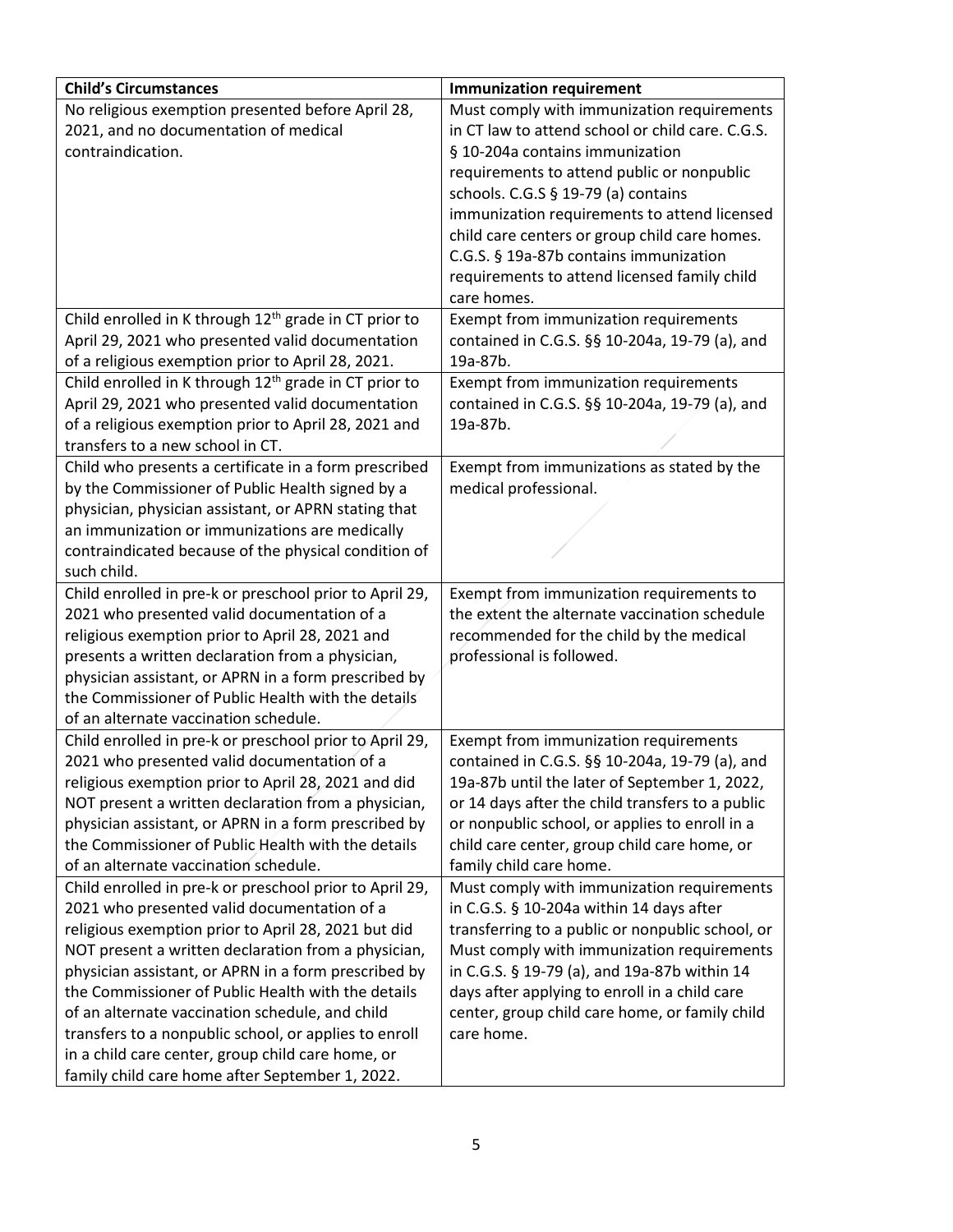| Child's Circumstances | Immunization requirement |
| --- | --- |
| No religious exemption presented before April 28, 2021, and no documentation of medical contraindication. | Must comply with immunization requirements in CT law to attend school or child care. C.G.S. § 10-204a contains immunization requirements to attend public or nonpublic schools. C.G.S § 19-79 (a) contains immunization requirements to attend licensed child care centers or group child care homes. C.G.S. § 19a-87b contains immunization requirements to attend licensed family child care homes. |
| Child enrolled in K through 12th grade in CT prior to April 29, 2021 who presented valid documentation of a religious exemption prior to April 28, 2021. | Exempt from immunization requirements contained in C.G.S. §§ 10-204a, 19-79 (a), and 19a-87b. |
| Child enrolled in K through 12th grade in CT prior to April 29, 2021 who presented valid documentation of a religious exemption prior to April 28, 2021 and transfers to a new school in CT. | Exempt from immunization requirements contained in C.G.S. §§ 10-204a, 19-79 (a), and 19a-87b. |
| Child who presents a certificate in a form prescribed by the Commissioner of Public Health signed by a physician, physician assistant, or APRN stating that an immunization or immunizations are medically contraindicated because of the physical condition of such child. | Exempt from immunizations as stated by the medical professional. |
| Child enrolled in pre-k or preschool prior to April 29, 2021 who presented valid documentation of a religious exemption prior to April 28, 2021 and presents a written declaration from a physician, physician assistant, or APRN in a form prescribed by the Commissioner of Public Health with the details of an alternate vaccination schedule. | Exempt from immunization requirements to the extent the alternate vaccination schedule recommended for the child by the medical professional is followed. |
| Child enrolled in pre-k or preschool prior to April 29, 2021 who presented valid documentation of a religious exemption prior to April 28, 2021 and did NOT present a written declaration from a physician, physician assistant, or APRN in a form prescribed by the Commissioner of Public Health with the details of an alternate vaccination schedule. | Exempt from immunization requirements contained in C.G.S. §§ 10-204a, 19-79 (a), and 19a-87b until the later of September 1, 2022, or 14 days after the child transfers to a public or nonpublic school, or applies to enroll in a child care center, group child care home, or family child care home. |
| Child enrolled in pre-k or preschool prior to April 29, 2021 who presented valid documentation of a religious exemption prior to April 28, 2021 but did NOT present a written declaration from a physician, physician assistant, or APRN in a form prescribed by the Commissioner of Public Health with the details of an alternate vaccination schedule, and child transfers to a nonpublic school, or applies to enroll in a child care center, group child care home, or family child care home after September 1, 2022. | Must comply with immunization requirements in C.G.S. § 10-204a within 14 days after transferring to a public or nonpublic school, or Must comply with immunization requirements in C.G.S. § 19-79 (a), and 19a-87b within 14 days after applying to enroll in a child care center, group child care home, or family child care home. |